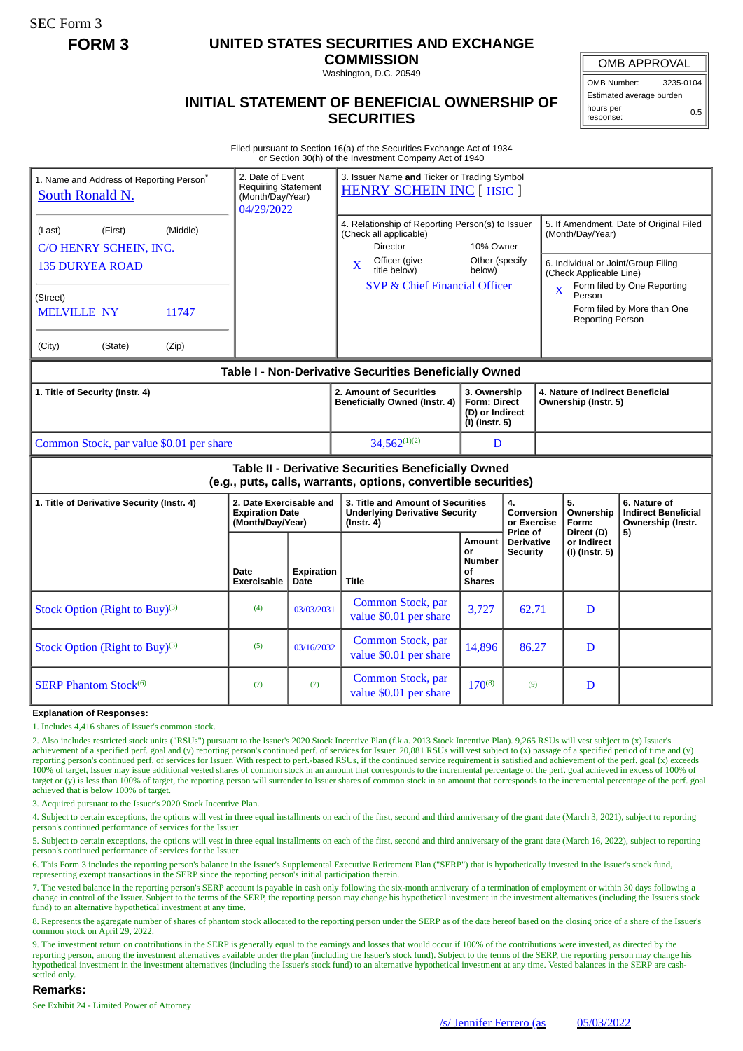SEC Form 3

**FORM 3**

# UNITED STATES SECURITIES AND EXCHANGE COMMISSION

Washington, D.C. 20549

## INITIAL STATEMENT OF BENEFICIAL OWNERSHIP OF SECURITIES

| OMB APPROVAL | |
|---|---|
| OMB Number: | 3235-0104 |
| Estimated average burden | |
| hours per response: | 0.5 |

Filed pursuant to Section 16(a) of the Securities Exchange Act of 1934 or Section 30(h) of the Investment Company Act of 1940

1. Name and Address of Reporting Person*
South Ronald N.

(Last) (First) (Middle)
C/O HENRY SCHEIN, INC.
135 DURYEA ROAD

(Street)
MELVILLE NY 11747

(City) (State) (Zip)

2. Date of Event Requiring Statement (Month/Day/Year)
04/29/2022

3. Issuer Name **and** Ticker or Trading Symbol
HENRY SCHEIN INC [ HSIC ]

4. Relationship of Reporting Person(s) to Issuer (Check all applicable)
Director
10% Owner
X Officer (give title below)
Other (specify below)
SVP & Chief Financial Officer

5. If Amendment, Date of Original Filed (Month/Day/Year)

6. Individual or Joint/Group Filing (Check Applicable Line)
X Form filed by One Reporting Person
Form filed by More than One Reporting Person

### Table I - Non-Derivative Securities Beneficially Owned

| 1. Title of Security (Instr. 4) | 2. Amount of Securities Beneficially Owned (Instr. 4) | 3. Ownership Form: Direct (D) or Indirect (I) (Instr. 5) | 4. Nature of Indirect Beneficial Ownership (Instr. 5) |
|---|---|---|---|
| Common Stock, par value $0.01 per share | 34,562[(1)(2)] | D | |

### Table II - Derivative Securities Beneficially Owned (e.g., puts, calls, warrants, options, convertible securities)

| 1. Title of Derivative Security (Instr. 4) | 2. Date Exercisable and Expiration Date (Month/Day/Year) | | 3. Title and Amount of Securities Underlying Derivative Security (Instr. 4) | | 4. Conversion or Exercise Price of Derivative Security | 5. Ownership Form: Direct (D) or Indirect (I) (Instr. 5) | 6. Nature of Indirect Beneficial Ownership (Instr. 5) |
|---|---|---|---|---|---|---|---|
| | Date Exercisable | Expiration Date | Title | Amount or Number of Shares | | | |
| Stock Option (Right to Buy)[(3)] | (4) | 03/03/2031 | Common Stock, par value $0.01 per share | 3,727 | 62.71 | D | |
| Stock Option (Right to Buy)[(3)] | (5) | 03/16/2032 | Common Stock, par value $0.01 per share | 14,896 | 86.27 | D | |
| SERP Phantom Stock[(6)] | (7) | (7) | Common Stock, par value $0.01 per share | 170[(8)] | (9) | D | |

**Explanation of Responses:**

1. Includes 4,416 shares of Issuer's common stock.

2. Also includes restricted stock units ("RSUs") pursuant to the Issuer's 2020 Stock Incentive Plan (f.k.a. 2013 Stock Incentive Plan). 9,265 RSUs will vest subject to (x) Issuer's achievement of a specified perf. goal and (y) reporting person's continued perf. of services for Issuer. 20,881 RSUs will vest subject to (x) passage of a specified period of time and (y) reporting person's continued perf. of services for Issuer. With respect to perf.-based RSUs, if the continued service requirement is satisfied and achievement of the perf. goal (x) exceeds 100% of target, Issuer may issue additional vested shares of common stock in an amount that corresponds to the incremental percentage of the perf. goal achieved in excess of 100% of target or (y) is less than 100% of target, the reporting person will surrender to Issuer shares of common stock in an amount that corresponds to the incremental percentage of the perf. goal achieved that is below 100% of target.

3. Acquired pursuant to the Issuer's 2020 Stock Incentive Plan.

4. Subject to certain exceptions, the options will vest in three equal installments on each of the first, second and third anniversary of the grant date (March 3, 2021), subject to reporting person's continued performance of services for the Issuer.

5. Subject to certain exceptions, the options will vest in three equal installments on each of the first, second and third anniversary of the grant date (March 16, 2022), subject to reporting person's continued performance of services for the Issuer.

6. This Form 3 includes the reporting person's balance in the Issuer's Supplemental Executive Retirement Plan ("SERP") that is hypothetically invested in the Issuer's stock fund, representing exempt transactions in the SERP since the reporting person's initial participation therein.

7. The vested balance in the reporting person's SERP account is payable in cash only following the six-month anniverary of a termination of employment or within 30 days following a change in control of the Issuer. Subject to the terms of the SERP, the reporting person may change his hypothetical investment in the investment alternatives (including the Issuer's stock fund) to an alternative hypothetical investment at any time.

8. Represents the aggregate number of shares of phantom stock allocated to the reporting person under the SERP as of the date hereof based on the closing price of a share of the Issuer's common stock on April 29, 2022.

9. The investment return on contributions in the SERP is generally equal to the earnings and losses that would occur if 100% of the contributions were invested, as directed by the reporting person, among the investment alternatives available under the plan (including the Issuer's stock fund). Subject to the terms of the SERP, the reporting person may change his hypothetical investment in the investment alternatives (including the Issuer's stock fund) to an alternative hypothetical investment at any time. Vested balances in the SERP are cash-settled only.

**Remarks:**

See Exhibit 24 - Limited Power of Attorney

/s/ Jennifer Ferrero (as 05/03/2022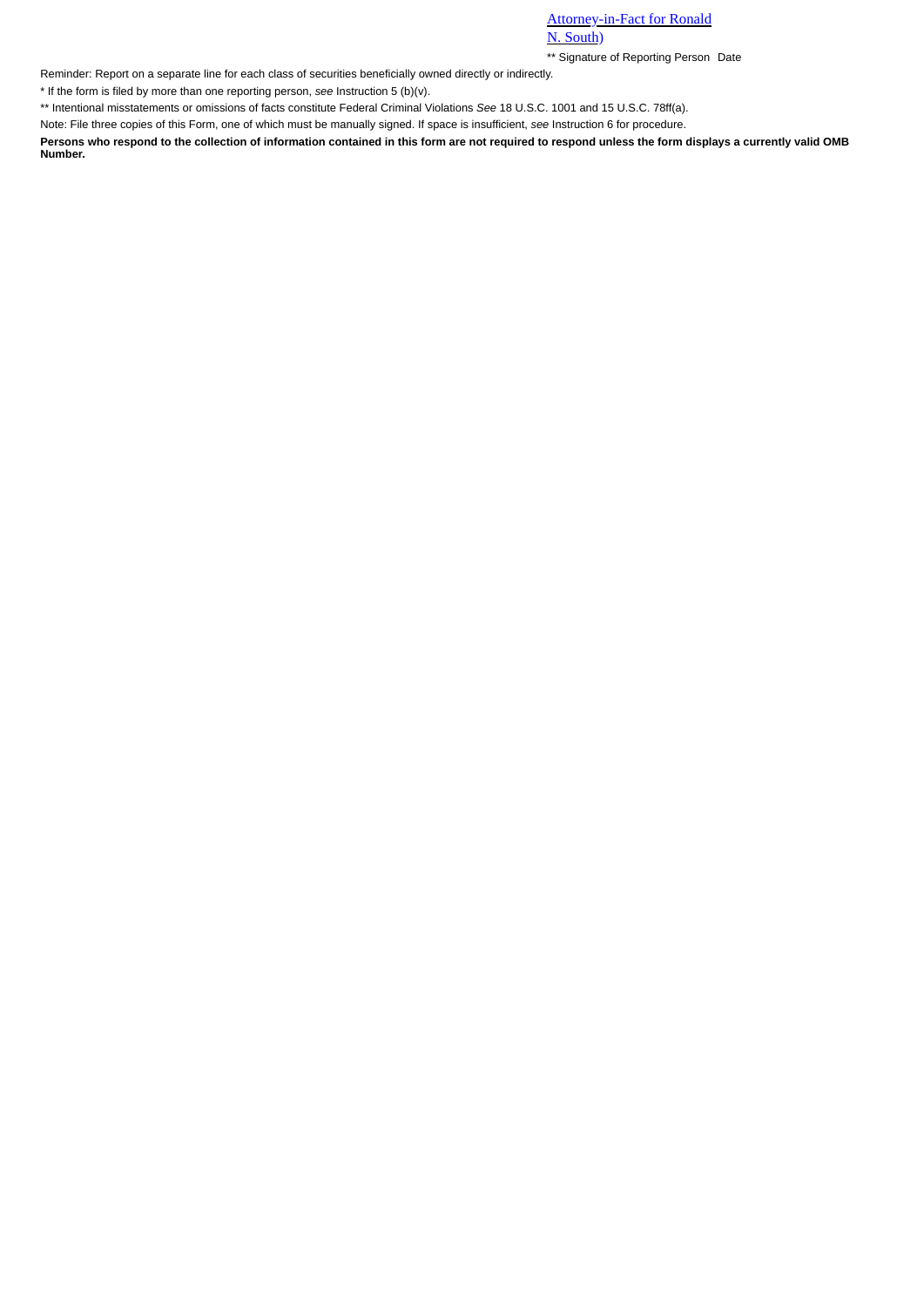Attorney-in-Fact for Ronald N. South)

** Signature of Reporting Person Date

Reminder: Report on a separate line for each class of securities beneficially owned directly or indirectly.

* If the form is filed by more than one reporting person, *see* Instruction 5 (b)(v).

** Intentional misstatements or omissions of facts constitute Federal Criminal Violations *See* 18 U.S.C. 1001 and 15 U.S.C. 78ff(a).

Note: File three copies of this Form, one of which must be manually signed. If space is insufficient, *see* Instruction 6 for procedure.

**Persons who respond to the collection of information contained in this form are not required to respond unless the form displays a currently valid OMB Number.**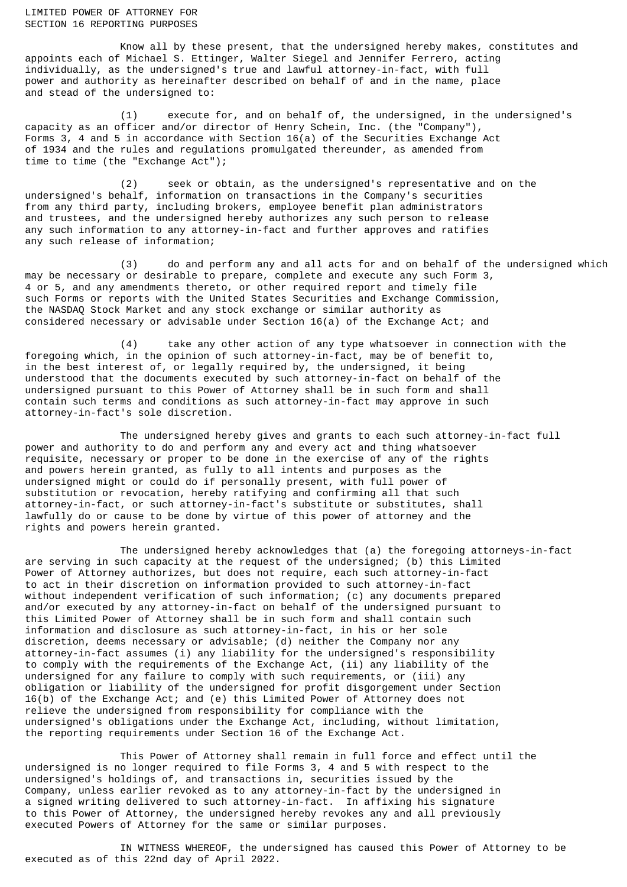LIMITED POWER OF ATTORNEY FOR
SECTION 16 REPORTING PURPOSES

Know all by these present, that the undersigned hereby makes, constitutes and appoints each of Michael S. Ettinger, Walter Siegel and Jennifer Ferrero, acting individually, as the undersigned's true and lawful attorney-in-fact, with full power and authority as hereinafter described on behalf of and in the name, place and stead of the undersigned to:

(1) execute for, and on behalf of, the undersigned, in the undersigned's capacity as an officer and/or director of Henry Schein, Inc. (the "Company"), Forms 3, 4 and 5 in accordance with Section 16(a) of the Securities Exchange Act of 1934 and the rules and regulations promulgated thereunder, as amended from time to time (the "Exchange Act");

(2) seek or obtain, as the undersigned's representative and on the undersigned's behalf, information on transactions in the Company's securities from any third party, including brokers, employee benefit plan administrators and trustees, and the undersigned hereby authorizes any such person to release any such information to any attorney-in-fact and further approves and ratifies any such release of information;

(3) do and perform any and all acts for and on behalf of the undersigned which may be necessary or desirable to prepare, complete and execute any such Form 3, 4 or 5, and any amendments thereto, or other required report and timely file such Forms or reports with the United States Securities and Exchange Commission, the NASDAQ Stock Market and any stock exchange or similar authority as considered necessary or advisable under Section 16(a) of the Exchange Act; and

(4) take any other action of any type whatsoever in connection with the foregoing which, in the opinion of such attorney-in-fact, may be of benefit to, in the best interest of, or legally required by, the undersigned, it being understood that the documents executed by such attorney-in-fact on behalf of the undersigned pursuant to this Power of Attorney shall be in such form and shall contain such terms and conditions as such attorney-in-fact may approve in such attorney-in-fact's sole discretion.

The undersigned hereby gives and grants to each such attorney-in-fact full power and authority to do and perform any and every act and thing whatsoever requisite, necessary or proper to be done in the exercise of any of the rights and powers herein granted, as fully to all intents and purposes as the undersigned might or could do if personally present, with full power of substitution or revocation, hereby ratifying and confirming all that such attorney-in-fact, or such attorney-in-fact's substitute or substitutes, shall lawfully do or cause to be done by virtue of this power of attorney and the rights and powers herein granted.

The undersigned hereby acknowledges that (a) the foregoing attorneys-in-fact are serving in such capacity at the request of the undersigned; (b) this Limited Power of Attorney authorizes, but does not require, each such attorney-in-fact to act in their discretion on information provided to such attorney-in-fact without independent verification of such information; (c) any documents prepared and/or executed by any attorney-in-fact on behalf of the undersigned pursuant to this Limited Power of Attorney shall be in such form and shall contain such information and disclosure as such attorney-in-fact, in his or her sole discretion, deems necessary or advisable; (d) neither the Company nor any attorney-in-fact assumes (i) any liability for the undersigned's responsibility to comply with the requirements of the Exchange Act, (ii) any liability of the undersigned for any failure to comply with such requirements, or (iii) any obligation or liability of the undersigned for profit disgorgement under Section 16(b) of the Exchange Act; and (e) this Limited Power of Attorney does not relieve the undersigned from responsibility for compliance with the undersigned's obligations under the Exchange Act, including, without limitation, the reporting requirements under Section 16 of the Exchange Act.

This Power of Attorney shall remain in full force and effect until the undersigned is no longer required to file Forms 3, 4 and 5 with respect to the undersigned's holdings of, and transactions in, securities issued by the Company, unless earlier revoked as to any attorney-in-fact by the undersigned in a signed writing delivered to such attorney-in-fact. In affixing his signature to this Power of Attorney, the undersigned hereby revokes any and all previously executed Powers of Attorney for the same or similar purposes.

IN WITNESS WHEREOF, the undersigned has caused this Power of Attorney to be executed as of this 22nd day of April 2022.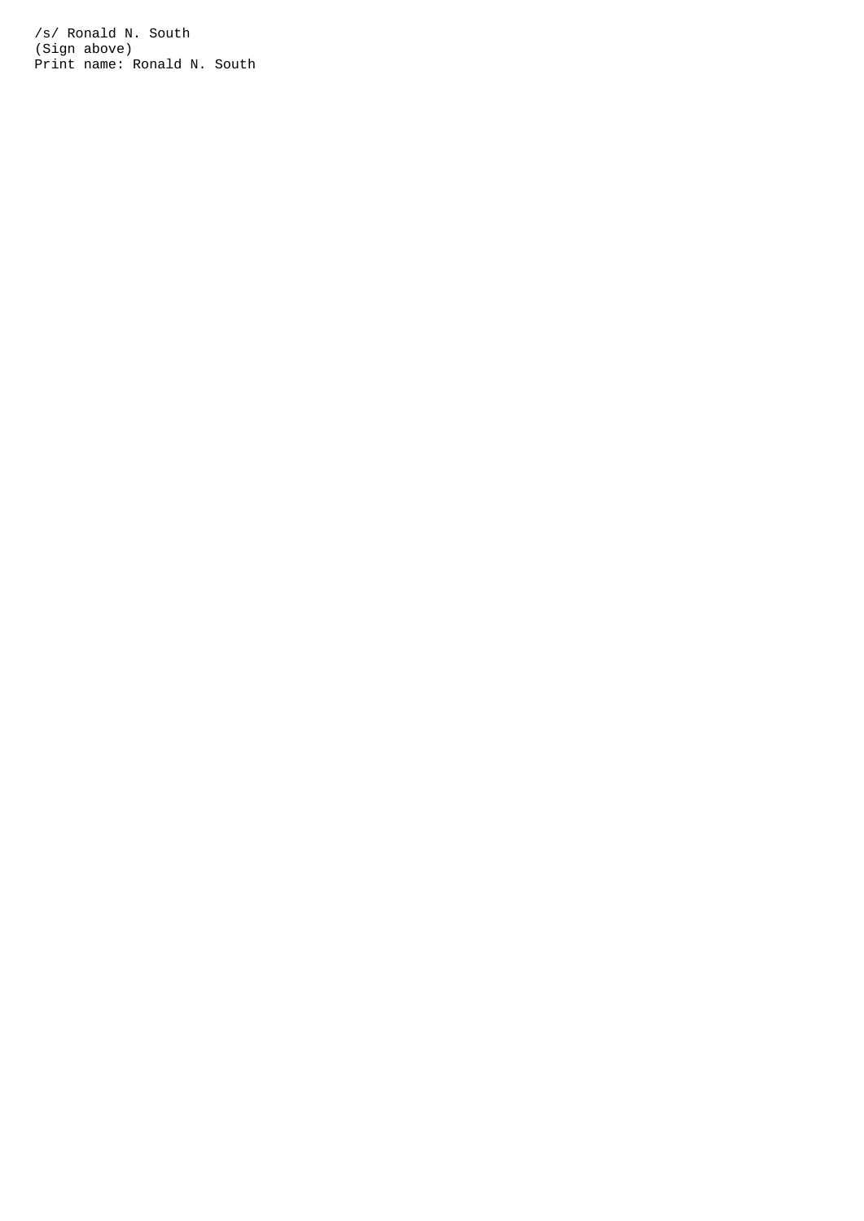/s/ Ronald N. South
(Sign above)
Print name: Ronald N. South